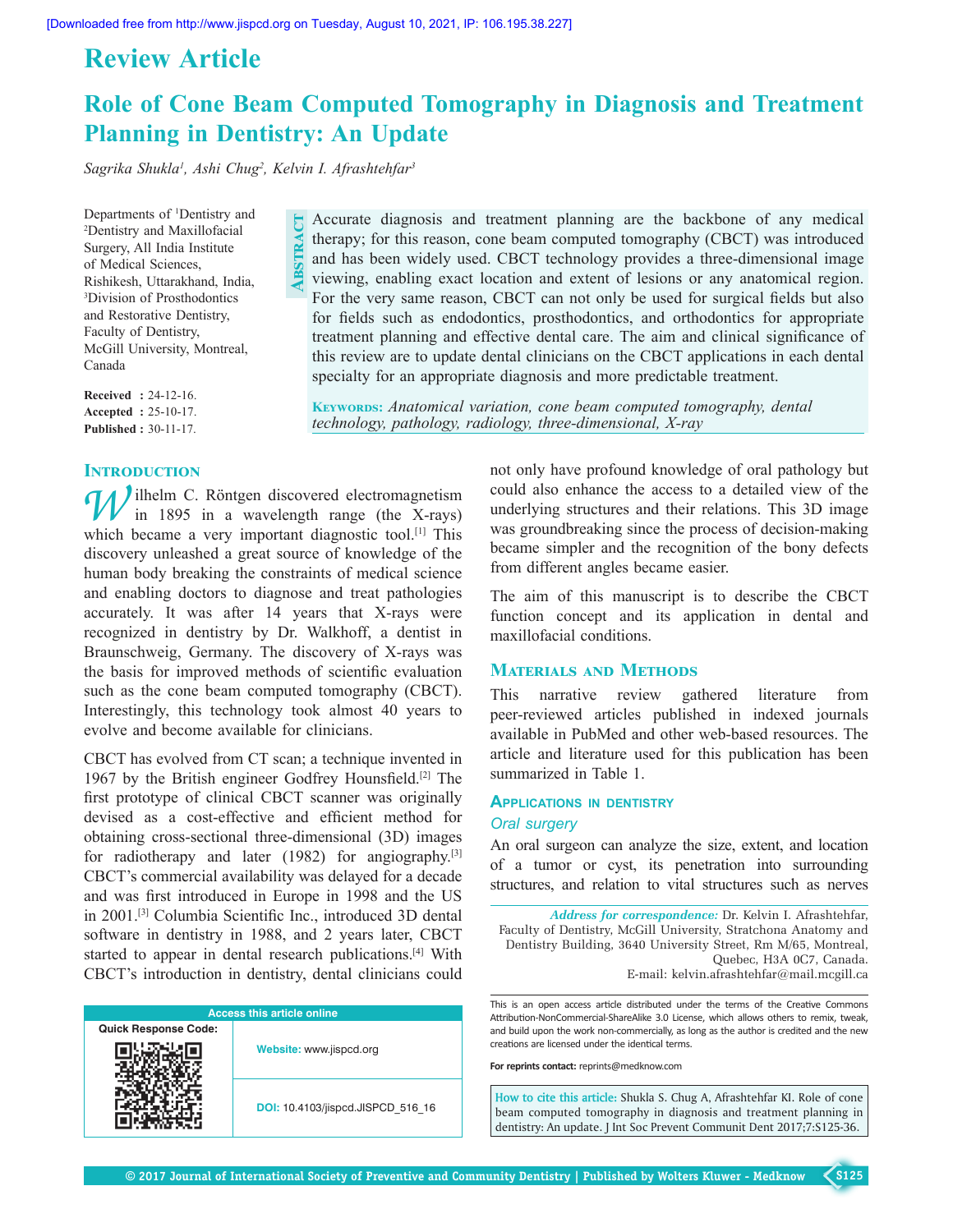Review Article

# Role of Cone Beam Computed Tomography in Diagnosis and Treatment Planning in Dentistry: An Update

*Sagrika Shukla[1], Ashi Chug[2], Kelvin I. Afrashtehfar[3]*

Departments of [1]Dentistry and [2]Dentistry and Maxillofacial Surgery, All India Institute of Medical Sciences, Rishikesh, Uttarakhand, India, [3]Division of Prosthodontics and Restorative Dentistry, Faculty of Dentistry, McGill University, Montreal, Canada

**Received :** 24-12-16.
**Accepted :** 25-10-17.
**Published :** 30-11-17.

**Abstract**

Accurate diagnosis and treatment planning are the backbone of any medical therapy; for this reason, cone beam computed tomography (CBCT) was introduced and has been widely used. CBCT technology provides a three-dimensional image viewing, enabling exact location and extent of lesions or any anatomical region. For the very same reason, CBCT can not only be used for surgical fields but also for fields such as endodontics, prosthodontics, and orthodontics for appropriate treatment planning and effective dental care. The aim and clinical significance of this review are to update dental clinicians on the CBCT applications in each dental specialty for an appropriate diagnosis and more predictable treatment.

**Keywords:** *Anatomical variation, cone beam computed tomography, dental technology, pathology, radiology, three-dimensional, X-ray*

## Introduction

Wilhelm C. Röntgen discovered electromagnetism in 1895 in a wavelength range (the X-rays) which became a very important diagnostic tool.[1] This discovery unleashed a great source of knowledge of the human body breaking the constraints of medical science and enabling doctors to diagnose and treat pathologies accurately. It was after 14 years that X-rays were recognized in dentistry by Dr. Walkhoff, a dentist in Braunschweig, Germany. The discovery of X-rays was the basis for improved methods of scientific evaluation such as the cone beam computed tomography (CBCT). Interestingly, this technology took almost 40 years to evolve and become available for clinicians.

CBCT has evolved from CT scan; a technique invented in 1967 by the British engineer Godfrey Hounsfield.[2] The first prototype of clinical CBCT scanner was originally devised as a cost-effective and efficient method for obtaining cross-sectional three-dimensional (3D) images for radiotherapy and later (1982) for angiography.[3] CBCT's commercial availability was delayed for a decade and was first introduced in Europe in 1998 and the US in 2001.[3] Columbia Scientific Inc., introduced 3D dental software in dentistry in 1988, and 2 years later, CBCT started to appear in dental research publications.[4] With CBCT's introduction in dentistry, dental clinicians could not only have profound knowledge of oral pathology but could also enhance the access to a detailed view of the underlying structures and their relations. This 3D image was groundbreaking since the process of decision-making became simpler and the recognition of the bony defects from different angles became easier.

The aim of this manuscript is to describe the CBCT function concept and its application in dental and maxillofacial conditions.

## Materials and Methods

This narrative review gathered literature from peer-reviewed articles published in indexed journals available in PubMed and other web-based resources. The article and literature used for this publication has been summarized in Table 1.

## Applications in dentistry

### Oral surgery

An oral surgeon can analyze the size, extent, and location of a tumor or cyst, its penetration into surrounding structures, and relation to vital structures such as nerves

*Address for correspondence:* Dr. Kelvin I. Afrashtehfar, Faculty of Dentistry, McGill University, Stratchona Anatomy and Dentistry Building, 3640 University Street, Rm M/65, Montreal, Quebec, H3A 0C7, Canada.
E-mail: kelvin.afrashtehfar@mail.mcgill.ca

Access this article online
Website: www.jispcd.org
DOI: 10.4103/jispcd.JISPCD_516_16

This is an open access article distributed under the terms of the Creative Commons Attribution-NonCommercial-ShareAlike 3.0 License, which allows others to remix, tweak, and build upon the work non-commercially, as long as the author is credited and the new creations are licensed under the identical terms.

For reprints contact: reprints@medknow.com

How to cite this article: Shukla S, Chug A, Afrashtehfar KI. Role of cone beam computed tomography in diagnosis and treatment planning in dentistry: An update. J Int Soc Prevent Communit Dent 2017;7:S125-36.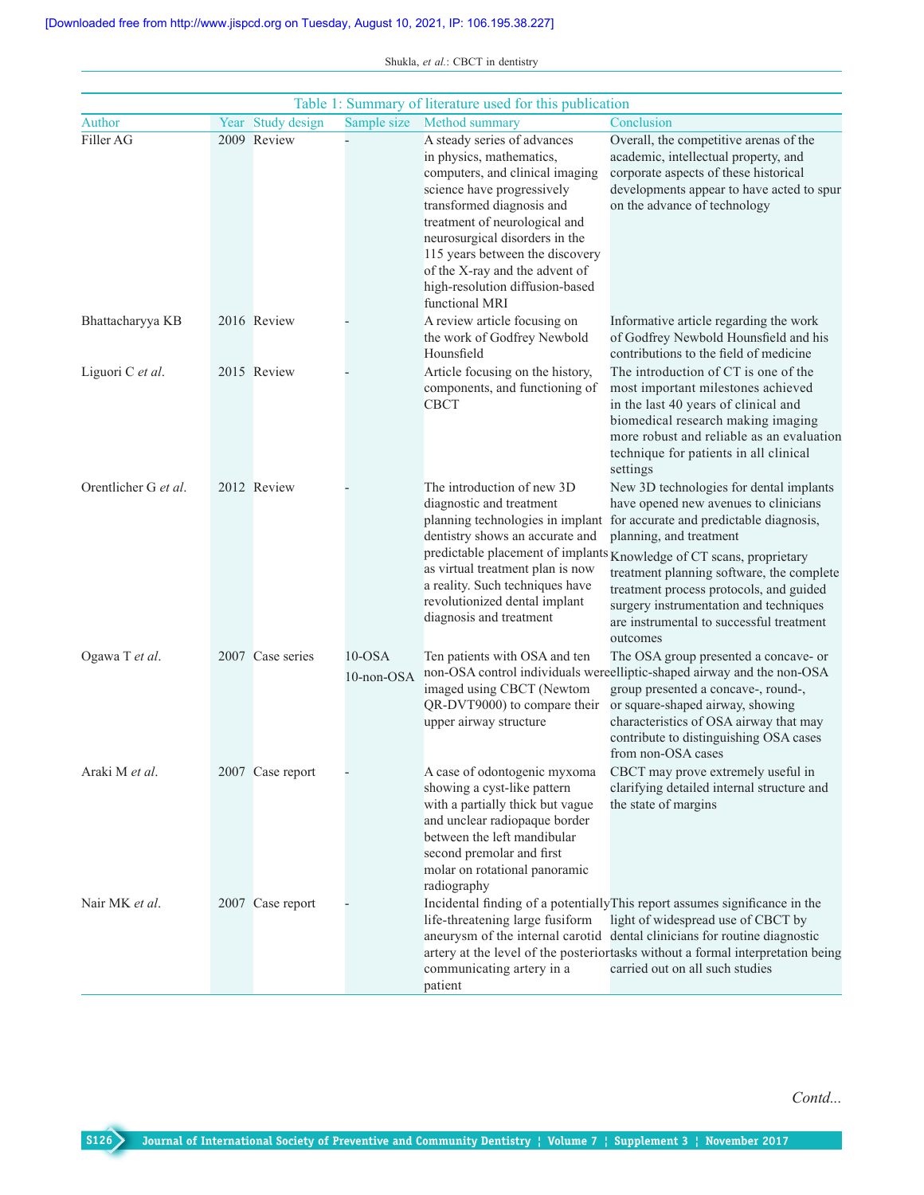Table 1: Summary of literature used for this publication

| Author | Year | Study design | Sample size | Method summary | Conclusion |
|---|---|---|---|---|---|
| Filler AG | 2009 | Review | - | A steady series of advances in physics, mathematics, computers, and clinical imaging science have progressively transformed diagnosis and treatment of neurological and neurosurgical disorders in the 115 years between the discovery of the X-ray and the advent of high-resolution diffusion-based functional MRI | Overall, the competitive arenas of the academic, intellectual property, and corporate aspects of these historical developments appear to have acted to spur on the advance of technology |
| Bhattacharyya KB | 2016 | Review | - | A review article focusing on the work of Godfrey Newbold Hounsfield | Informative article regarding the work of Godfrey Newbold Hounsfield and his contributions to the field of medicine |
| Liguori C *et al*. | 2015 | Review | - | Article focusing on the history, components, and functioning of CBCT | The introduction of CT is one of the most important milestones achieved in the last 40 years of clinical and biomedical research making imaging more robust and reliable as an evaluation technique for patients in all clinical settings |
| Orentlicher G *et al*. | 2012 | Review | - | The introduction of new 3D diagnostic and treatment planning technologies in implant dentistry shows an accurate and predictable placement of implants as virtual treatment plan is now a reality. Such techniques have revolutionized dental implant diagnosis and treatment | New 3D technologies for dental implants have opened new avenues to clinicians for accurate and predictable diagnosis, planning, and treatment<br>Knowledge of CT scans, proprietary treatment planning software, the complete treatment process protocols, and guided surgery instrumentation and techniques are instrumental to successful treatment outcomes |
| Ogawa T *et al*. | 2007 | Case series | 10-OSA<br>10-non-OSA | Ten patients with OSA and ten non-OSA control individuals were imaged using CBCT (Newtom QR-DVT9000) to compare their upper airway structure | The OSA group presented a concave- or elliptic-shaped airway and the non-OSA group presented a concave-, round-, or square-shaped airway, showing characteristics of OSA airway that may contribute to distinguishing OSA cases from non-OSA cases |
| Araki M *et al*. | 2007 | Case report | - | A case of odontogenic myxoma showing a cyst-like pattern with a partially thick but vague and unclear radiopaque border between the left mandibular second premolar and first molar on rotational panoramic radiography | CBCT may prove extremely useful in clarifying detailed internal structure and the state of margins |
| Nair MK *et al*. | 2007 | Case report | - | Incidental finding of a potentially life-threatening large fusiform aneurysm of the internal carotid artery at the level of the posterior communicating artery in a patient | This report assumes significance in the light of widespread use of CBCT by dental clinicians for routine diagnostic tasks without a formal interpretation being carried out on all such studies |

*Contd...*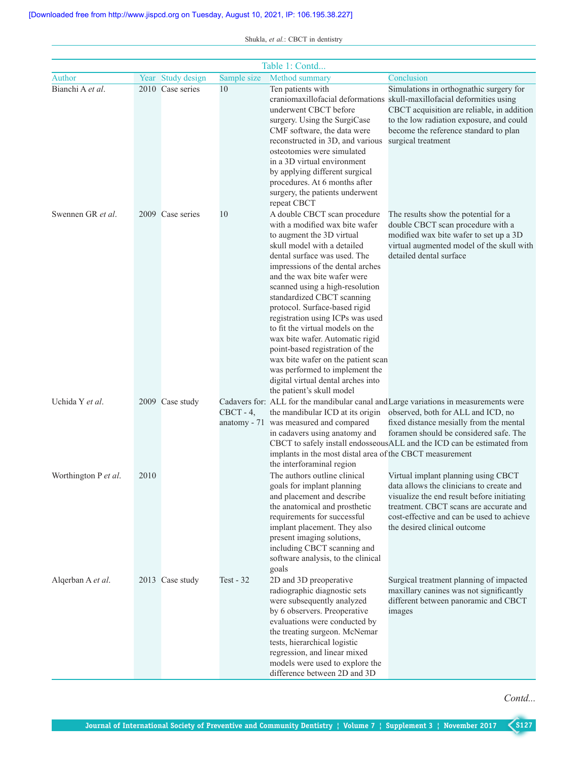Table 1: Contd...

| Author | Year | Study design | Sample size | Method summary | Conclusion |
|---|---|---|---|---|---|
| Bianchi A *et al*. | 2010 | Case series | 10 | Ten patients with craniomaxillofacial deformations underwent CBCT before surgery. Using the SurgiCase CMF software, the data were reconstructed in 3D, and various osteotomies were simulated in a 3D virtual environment by applying different surgical procedures. At 6 months after surgery, the patients underwent repeat CBCT | Simulations in orthognathic surgery for skull-maxillofacial deformities using CBCT acquisition are reliable, in addition to the low radiation exposure, and could become the reference standard to plan surgical treatment |
| Swennen GR *et al*. | 2009 | Case series | 10 | A double CBCT scan procedure with a modified wax bite wafer to augment the 3D virtual skull model with a detailed dental surface was used. The impressions of the dental arches and the wax bite wafer were scanned using a high-resolution standardized CBCT scanning protocol. Surface-based rigid registration using ICPs was used to fit the virtual models on the wax bite wafer. Automatic rigid point-based registration of the wax bite wafer on the patient scan was performed to implement the digital virtual dental arches into the patient's skull model | The results show the potential for a double CBCT scan procedure with a modified wax bite wafer to set up a 3D virtual augmented model of the skull with detailed dental surface |
| Uchida Y *et al*. | 2009 | Case study | Cadavers for: CBCT - 4, anatomy - 71 | ALL for the mandibular canal and the mandibular ICD at its origin was measured and compared in cadavers using anatomy and CBCT to safely install endosseous implants in the most distal area of the interforaminal region | Large variations in measurements were observed, both for ALL and ICD, no fixed distance mesially from the mental foramen should be considered safe. The ALL and the ICD can be estimated from the CBCT measurement |
| Worthington P *et al*. | 2010 | | | The authors outline clinical goals for implant planning and placement and describe the anatomical and prosthetic requirements for successful implant placement. They also present imaging solutions, including CBCT scanning and software analysis, to the clinical goals | Virtual implant planning using CBCT data allows the clinicians to create and visualize the end result before initiating treatment. CBCT scans are accurate and cost-effective and can be used to achieve the desired clinical outcome |
| Alqerban A *et al*. | 2013 | Case study | Test - 32 | 2D and 3D preoperative radiographic diagnostic sets were subsequently analyzed by 6 observers. Preoperative evaluations were conducted by the treating surgeon. McNemar tests, hierarchical logistic regression, and linear mixed models were used to explore the difference between 2D and 3D | Surgical treatment planning of impacted maxillary canines was not significantly different between panoramic and CBCT images |

*Contd...*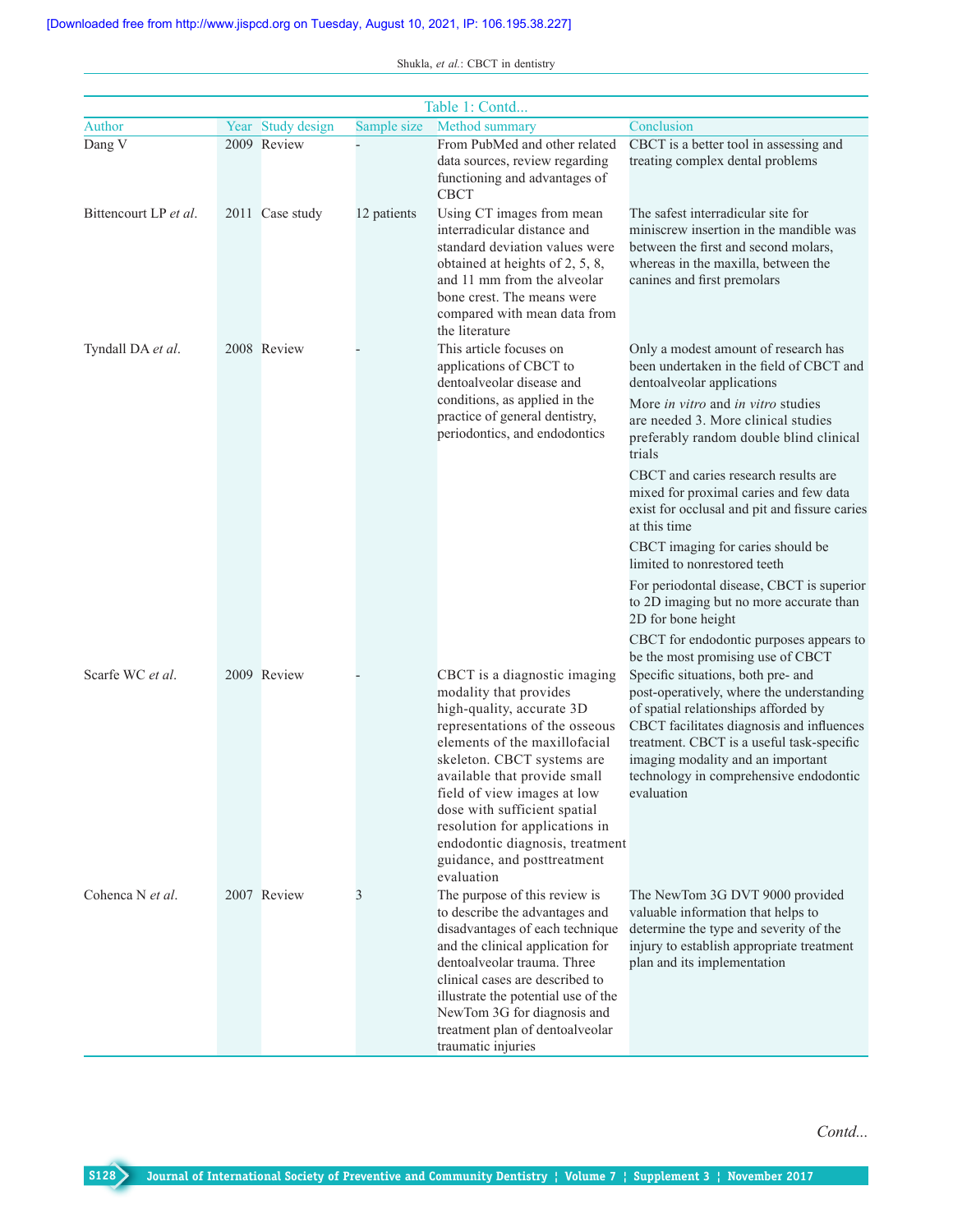| Table 1: Contd... | | | | | |
|---|---|---|---|---|---|
| Author | Year | Study design | Sample size | Method summary | Conclusion |
| Dang V | 2009 | Review | - | From PubMed and other related data sources, review regarding functioning and advantages of CBCT | CBCT is a better tool in assessing and treating complex dental problems |
| Bittencourt LP *et al*. | 2011 | Case study | 12 patients | Using CT images from mean interradicular distance and standard deviation values were obtained at heights of 2, 5, 8, and 11 mm from the alveolar bone crest. The means were compared with mean data from the literature | The safest interradicular site for miniscrew insertion in the mandible was between the first and second molars, whereas in the maxilla, between the canines and first premolars |
| Tyndall DA *et al*. | 2008 | Review | - | This article focuses on applications of CBCT to dentoalveolar disease and conditions, as applied in the practice of general dentistry, periodontics, and endodontics | Only a modest amount of research has been undertaken in the field of CBCT and dentoalveolar applications<br>More *in vitro* and *in vitro* studies are needed 3. More clinical studies preferably random double blind clinical trials<br>CBCT and caries research results are mixed for proximal caries and few data exist for occlusal and pit and fissure caries at this time<br>CBCT imaging for caries should be limited to nonrestored teeth<br>For periodontal disease, CBCT is superior to 2D imaging but no more accurate than 2D for bone height<br>CBCT for endodontic purposes appears to be the most promising use of CBCT |
| Scarfe WC *et al*. | 2009 | Review | - | CBCT is a diagnostic imaging modality that provides high-quality, accurate 3D representations of the osseous elements of the maxillofacial skeleton. CBCT systems are available that provide small field of view images at low dose with sufficient spatial resolution for applications in endodontic diagnosis, treatment guidance, and posttreatment evaluation | Specific situations, both pre- and post-operatively, where the understanding of spatial relationships afforded by CBCT facilitates diagnosis and influences treatment. CBCT is a useful task-specific imaging modality and an important technology in comprehensive endodontic evaluation |
| Cohenca N *et al*. | 2007 | Review | 3 | The purpose of this review is to describe the advantages and disadvantages of each technique and the clinical application for dentoalveolar trauma. Three clinical cases are described to illustrate the potential use of the NewTom 3G for diagnosis and treatment plan of dentoalveolar traumatic injuries | The NewTom 3G DVT 9000 provided valuable information that helps to determine the type and severity of the injury to establish appropriate treatment plan and its implementation |

*Contd...*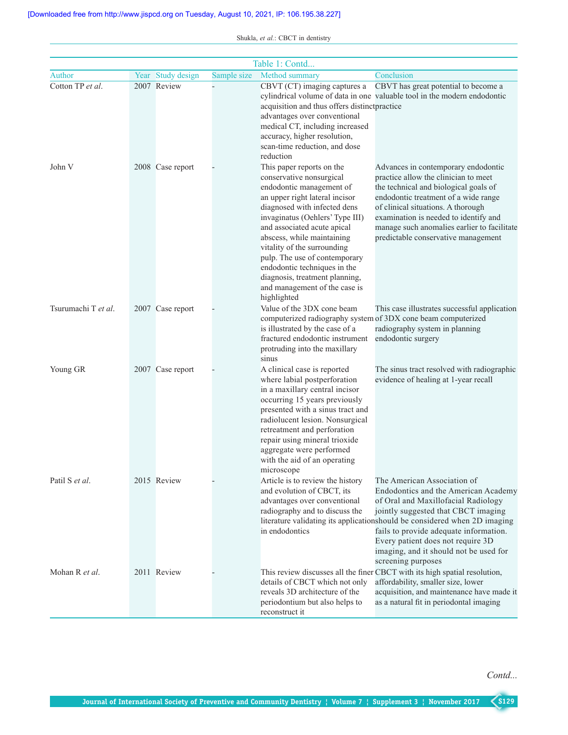Table 1: Contd...

| Author | Year | Study design | Sample size | Method summary | Conclusion |
|---|---|---|---|---|---|
| Cotton TP *et al*. | 2007 | Review | - | CBVT (CT) imaging captures a cylindrical volume of data in one acquisition and thus offers distinct advantages over conventional medical CT, including increased accuracy, higher resolution, scan-time reduction, and dose reduction | CBVT has great potential to become a valuable tool in the modern endodontic practice |
| John V | 2008 | Case report | - | This paper reports on the conservative nonsurgical endodontic management of an upper right lateral incisor diagnosed with infected dens invaginatus (Oehlers' Type III) and associated acute apical abscess, while maintaining vitality of the surrounding pulp. The use of contemporary endodontic techniques in the diagnosis, treatment planning, and management of the case is highlighted | Advances in contemporary endodontic practice allow the clinician to meet the technical and biological goals of endodontic treatment of a wide range of clinical situations. A thorough examination is needed to identify and manage such anomalies earlier to facilitate predictable conservative management |
| Tsurumachi T *et al*. | 2007 | Case report | - | Value of the 3DX cone beam computerized radiography system is illustrated by the case of a fractured endodontic instrument protruding into the maxillary sinus | This case illustrates successful application of 3DX cone beam computerized radiography system in planning endodontic surgery |
| Young GR | 2007 | Case report | - | A clinical case is reported where labial postperforation in a maxillary central incisor occurring 15 years previously presented with a sinus tract and radiolucent lesion. Nonsurgical retreatment and perforation repair using mineral trioxide aggregate were performed with the aid of an operating microscope | The sinus tract resolved with radiographic evidence of healing at 1-year recall |
| Patil S *et al*. | 2015 | Review | - | Article is to review the history and evolution of CBCT, its advantages over conventional radiography and to discuss the literature validating its application in endodontics | The American Association of Endodontics and the American Academy of Oral and Maxillofacial Radiology jointly suggested that CBCT imaging should be considered when 2D imaging fails to provide adequate information. Every patient does not require 3D imaging, and it should not be used for screening purposes |
| Mohan R *et al*. | 2011 | Review | - | This review discusses all the finer details of CBCT which not only reveals 3D architecture of the periodontium but also helps to reconstruct it | CBCT with its high spatial resolution, affordability, smaller size, lower acquisition, and maintenance have made it as a natural fit in periodontal imaging |

*Contd...*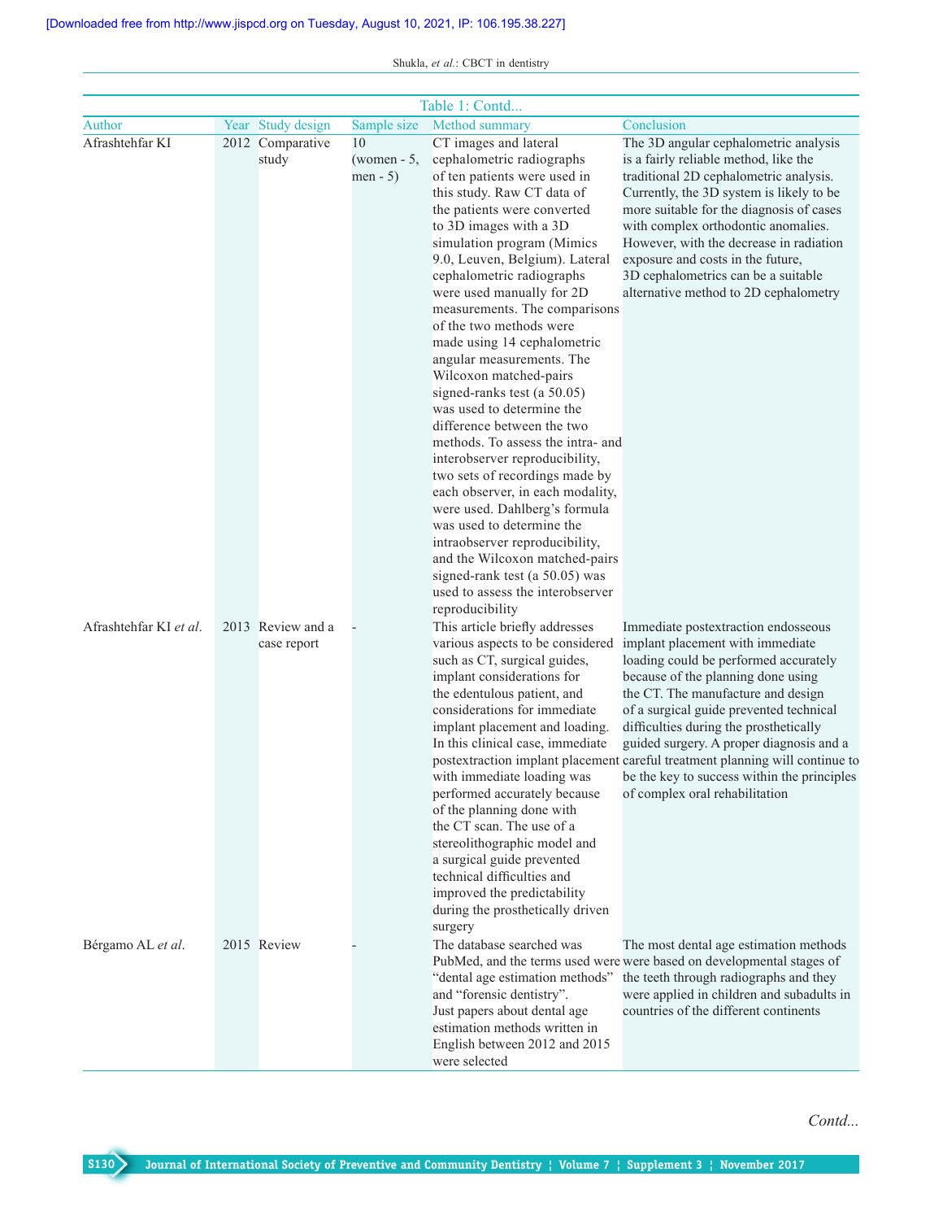Table 1: Contd...

| Author | Year | Study design | Sample size | Method summary | Conclusion |
|---|---|---|---|---|---|
| Afrashtehfar KI | 2012 | Comparative study | 10 (women - 5, men - 5) | CT images and lateral cephalometric radiographs of ten patients were used in this study. Raw CT data of the patients were converted to 3D images with a 3D simulation program (Mimics 9.0, Leuven, Belgium). Lateral cephalometric radiographs were used manually for 2D measurements. The comparisons of the two methods were made using 14 cephalometric angular measurements. The Wilcoxon matched-pairs signed-ranks test (a 50.05) was used to determine the difference between the two methods. To assess the intra- and interobserver reproducibility, two sets of recordings made by each observer, in each modality, were used. Dahlberg's formula was used to determine the intraobserver reproducibility, and the Wilcoxon matched-pairs signed-rank test (a 50.05) was used to assess the interobserver reproducibility | The 3D angular cephalometric analysis is a fairly reliable method, like the traditional 2D cephalometric analysis. Currently, the 3D system is likely to be more suitable for the diagnosis of cases with complex orthodontic anomalies. However, with the decrease in radiation exposure and costs in the future, 3D cephalometrics can be a suitable alternative method to 2D cephalometry |
| Afrashtehfar KI *et al*. | 2013 | Review and a case report | - | This article briefly addresses various aspects to be considered such as CT, surgical guides, implant considerations for the edentulous patient, and considerations for immediate implant placement and loading. In this clinical case, immediate postextraction implant placement with immediate loading was performed accurately because of the planning done with the CT scan. The use of a stereolithographic model and a surgical guide prevented technical difficulties and improved the predictability during the prosthetically driven surgery | Immediate postextraction endosseous implant placement with immediate loading could be performed accurately because of the planning done using the CT. The manufacture and design of a surgical guide prevented technical difficulties during the prosthetically guided surgery. A proper diagnosis and a careful treatment planning will continue to be the key to success within the principles of complex oral rehabilitation |
| Bérgamo AL *et al*. | 2015 | Review | - | The database searched was PubMed, and the terms used were "dental age estimation methods" and "forensic dentistry". Just papers about dental age estimation methods written in English between 2012 and 2015 were selected | The most dental age estimation methods were based on developmental stages of the teeth through radiographs and they were applied in children and subadults in countries of the different continents |

*Contd...*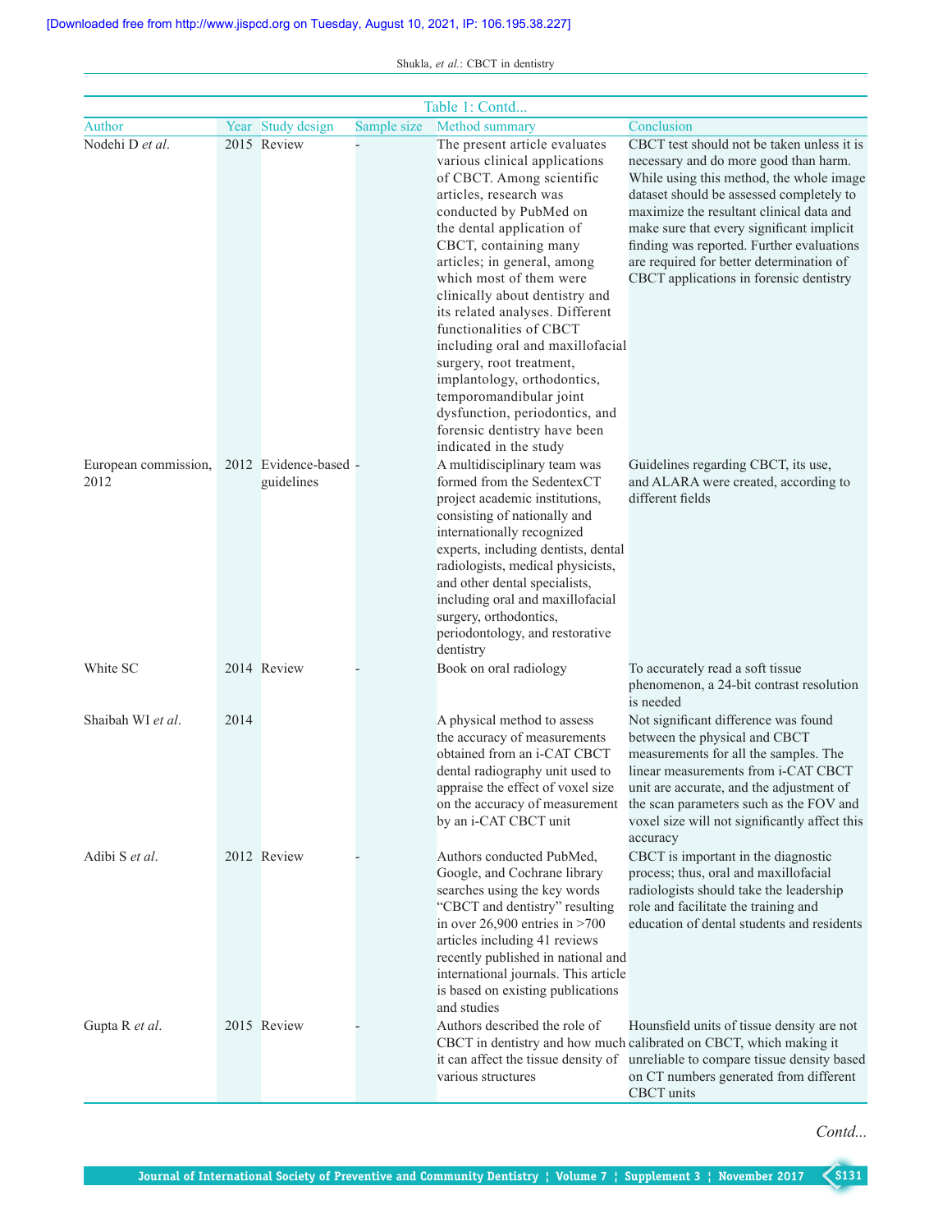Table 1: Contd...

| Author | Year | Study design | Sample size | Method summary | Conclusion |
|---|---|---|---|---|---|
| Nodehi D *et al*. | 2015 | Review | - | The present article evaluates various clinical applications of CBCT. Among scientific articles, research was conducted by PubMed on the dental application of CBCT, containing many articles; in general, among which most of them were clinically about dentistry and its related analyses. Different functionalities of CBCT including oral and maxillofacial surgery, root treatment, implantology, orthodontics, temporomandibular joint dysfunction, periodontics, and forensic dentistry have been indicated in the study | CBCT test should not be taken unless it is necessary and do more good than harm. While using this method, the whole image dataset should be assessed completely to maximize the resultant clinical data and make sure that every significant implicit finding was reported. Further evaluations are required for better determination of CBCT applications in forensic dentistry |
| European commission, 2012 | 2012 | Evidence-based guidelines | - | A multidisciplinary team was formed from the SedentexCT project academic institutions, consisting of nationally and internationally recognized experts, including dentists, dental radiologists, medical physicists, and other dental specialists, including oral and maxillofacial surgery, orthodontics, periodontology, and restorative dentistry | Guidelines regarding CBCT, its use, and ALARA were created, according to different fields |
| White SC | 2014 | Review | - | Book on oral radiology | To accurately read a soft tissue phenomenon, a 24-bit contrast resolution is needed |
| Shaibah WI *et al*. | 2014 | | | A physical method to assess the accuracy of measurements obtained from an i-CAT CBCT dental radiography unit used to appraise the effect of voxel size on the accuracy of measurement by an i-CAT CBCT unit | Not significant difference was found between the physical and CBCT measurements for all the samples. The linear measurements from i-CAT CBCT unit are accurate, and the adjustment of the scan parameters such as the FOV and voxel size will not significantly affect this accuracy |
| Adibi S *et al*. | 2012 | Review | - | Authors conducted PubMed, Google, and Cochrane library searches using the key words "CBCT and dentistry" resulting in over 26,900 entries in >700 articles including 41 reviews recently published in national and international journals. This article is based on existing publications and studies | CBCT is important in the diagnostic process; thus, oral and maxillofacial radiologists should take the leadership role and facilitate the training and education of dental students and residents |
| Gupta R *et al*. | 2015 | Review | - | Authors described the role of CBCT in dentistry and how much it can affect the tissue density of various structures | Hounsfield units of tissue density are not calibrated on CBCT, which making it unreliable to compare tissue density based on CT numbers generated from different CBCT units |

*Contd...*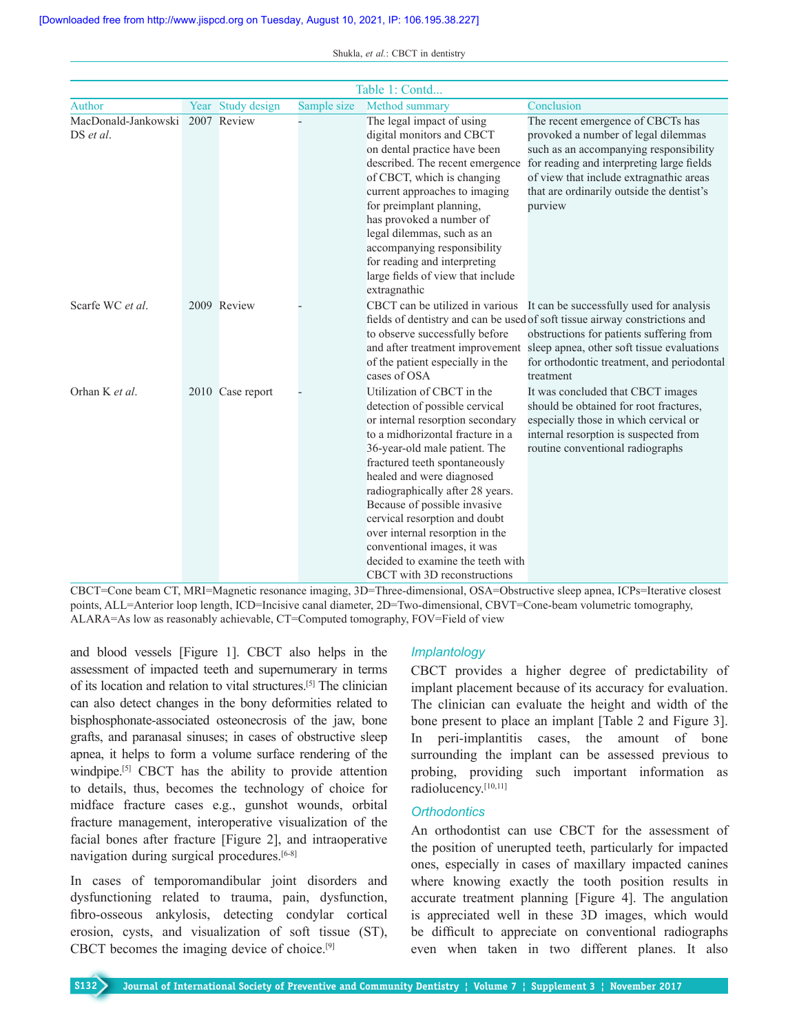Table 1: Contd...

| Author | Year | Study design | Sample size | Method summary | Conclusion |
|---|---|---|---|---|---|
| MacDonald-Jankowski DS *et al*. | 2007 | Review | - | The legal impact of using digital monitors and CBCT on dental practice have been described. The recent emergence of CBCT, which is changing current approaches to imaging for preimplant planning, has provoked a number of legal dilemmas, such as an accompanying responsibility for reading and interpreting large fields of view that include extragnathic | The recent emergence of CBCTs has provoked a number of legal dilemmas such as an accompanying responsibility for reading and interpreting large fields of view that include extragnathic areas that are ordinarily outside the dentist's purview |
| Scarfe WC *et al*. | 2009 | Review | - | CBCT can be utilized in various fields of dentistry and can be used to observe successfully before and after treatment improvement of the patient especially in the cases of OSA | It can be successfully used for analysis of soft tissue airway constrictions and obstructions for patients suffering from sleep apnea, other soft tissue evaluations for orthodontic treatment, and periodontal treatment |
| Orhan K *et al*. | 2010 | Case report | - | Utilization of CBCT in the detection of possible cervical or internal resorption secondary to a midhorizontal fracture in a 36-year-old male patient. The fractured teeth spontaneously healed and were diagnosed radiographically after 28 years. Because of possible invasive cervical resorption and doubt over internal resorption in the conventional images, it was decided to examine the teeth with CBCT with 3D reconstructions | It was concluded that CBCT images should be obtained for root fractures, especially those in which cervical or internal resorption is suspected from routine conventional radiographs |

CBCT=Cone beam CT, MRI=Magnetic resonance imaging, 3D=Three-dimensional, OSA=Obstructive sleep apnea, ICPs=Iterative closest points, ALL=Anterior loop length, ICD=Incisive canal diameter, 2D=Two-dimensional, CBVT=Cone-beam volumetric tomography, ALARA=As low as reasonably achievable, CT=Computed tomography, FOV=Field of view

and blood vessels [Figure 1]. CBCT also helps in the assessment of impacted teeth and supernumerary in terms of its location and relation to vital structures.[5] The clinician can also detect changes in the bony deformities related to bisphosphonate-associated osteonecrosis of the jaw, bone grafts, and paranasal sinuses; in cases of obstructive sleep apnea, it helps to form a volume surface rendering of the windpipe.[5] CBCT has the ability to provide attention to details, thus, becomes the technology of choice for midface fracture cases e.g., gunshot wounds, orbital fracture management, interoperative visualization of the facial bones after fracture [Figure 2], and intraoperative navigation during surgical procedures.[6-8]

In cases of temporomandibular joint disorders and dysfunctioning related to trauma, pain, dysfunction, fibro-osseous ankylosis, detecting condylar cortical erosion, cysts, and visualization of soft tissue (ST), CBCT becomes the imaging device of choice.[9]

### *Implantology*

CBCT provides a higher degree of predictability of implant placement because of its accuracy for evaluation. The clinician can evaluate the height and width of the bone present to place an implant [Table 2 and Figure 3]. In peri-implantitis cases, the amount of bone surrounding the implant can be assessed previous to probing, providing such important information as radiolucency.[10,11]

### *Orthodontics*

An orthodontist can use CBCT for the assessment of the position of unerupted teeth, particularly for impacted ones, especially in cases of maxillary impacted canines where knowing exactly the tooth position results in accurate treatment planning [Figure 4]. The angulation is appreciated well in these 3D images, which would be difficult to appreciate on conventional radiographs even when taken in two different planes. It also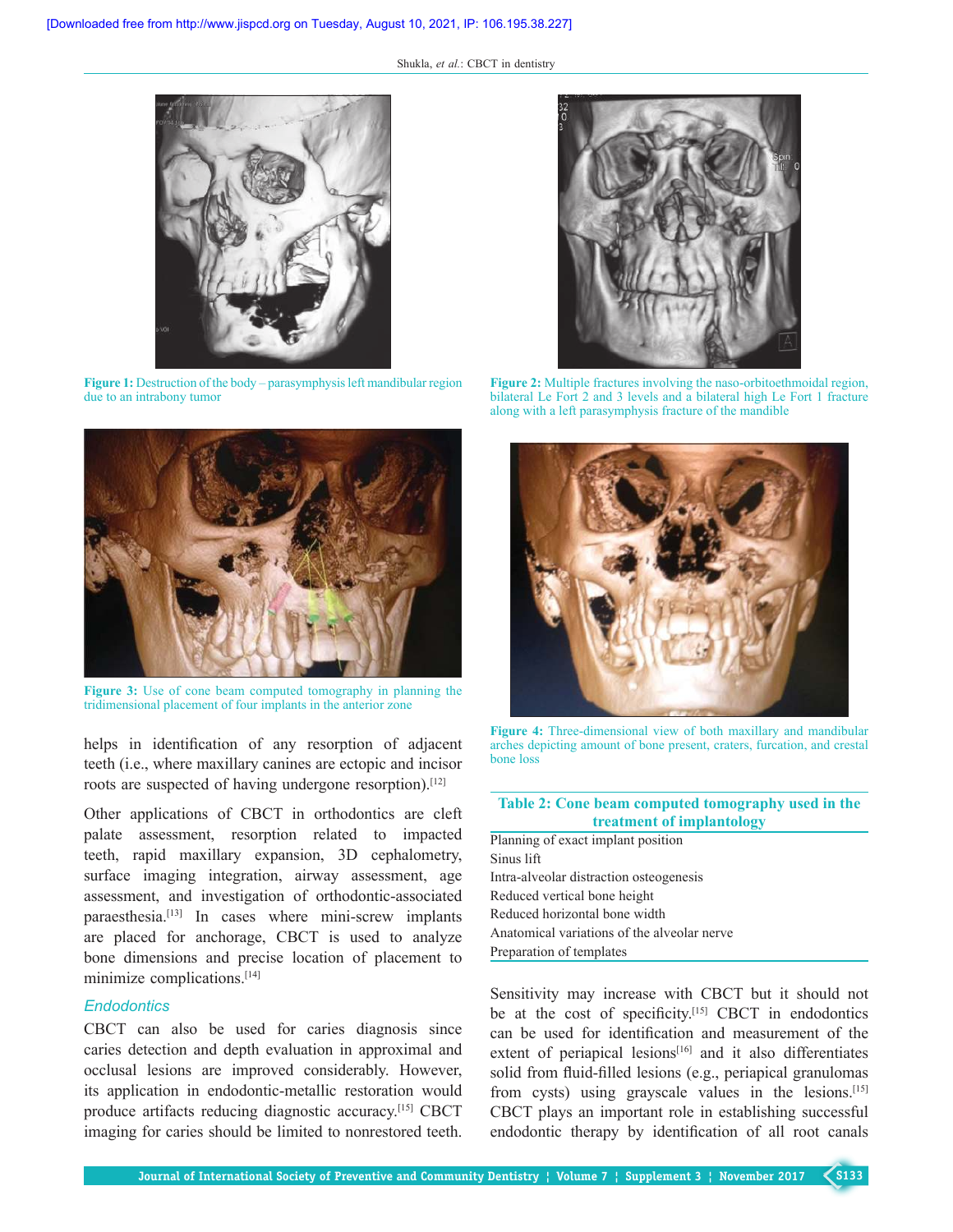Figure 1: Destruction of the body – parasymphysis left mandibular region due to an intrabony tumor

Figure 2: Multiple fractures involving the naso-orbitoethmoidal region, bilateral Le Fort 2 and 3 levels and a bilateral high Le Fort 1 fracture along with a left parasymphysis fracture of the mandible

Figure 3: Use of cone beam computed tomography in planning the tridimensional placement of four implants in the anterior zone

Figure 4: Three-dimensional view of both maxillary and mandibular arches depicting amount of bone present, craters, furcation, and crestal bone loss

helps in identification of any resorption of adjacent teeth (i.e., where maxillary canines are ectopic and incisor roots are suspected of having undergone resorption).[12]

Other applications of CBCT in orthodontics are cleft palate assessment, resorption related to impacted teeth, rapid maxillary expansion, 3D cephalometry, surface imaging integration, airway assessment, age assessment, and investigation of orthodontic-associated paraesthesia.[13] In cases where mini-screw implants are placed for anchorage, CBCT is used to analyze bone dimensions and precise location of placement to minimize complications.[14]

### *Endodontics*

CBCT can also be used for caries diagnosis since caries detection and depth evaluation in approximal and occlusal lesions are improved considerably. However, its application in endodontic-metallic restoration would produce artifacts reducing diagnostic accuracy.[15] CBCT imaging for caries should be limited to nonrestored teeth.

**Table 2: Cone beam computed tomography used in the treatment of implantology**

| |
|---|
| Planning of exact implant position |
| Sinus lift |
| Intra-alveolar distraction osteogenesis |
| Reduced vertical bone height |
| Reduced horizontal bone width |
| Anatomical variations of the alveolar nerve |
| Preparation of templates |

Sensitivity may increase with CBCT but it should not be at the cost of specificity.[15] CBCT in endodontics can be used for identification and measurement of the extent of periapical lesions[16] and it also differentiates solid from fluid-filled lesions (e.g., periapical granulomas from cysts) using grayscale values in the lesions.[15] CBCT plays an important role in establishing successful endodontic therapy by identification of all root canals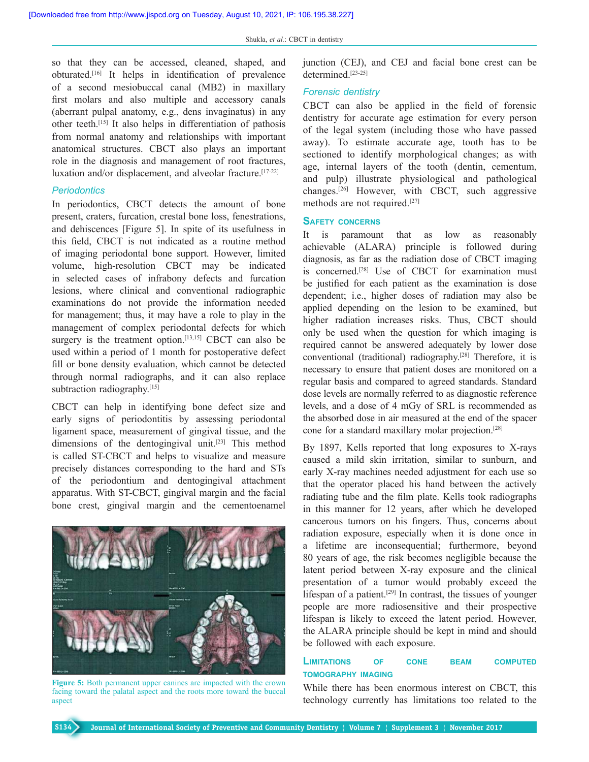so that they can be accessed, cleaned, shaped, and obturated.[16] It helps in identification of prevalence of a second mesiobuccal canal (MB2) in maxillary first molars and also multiple and accessory canals (aberrant pulpal anatomy, e.g., dens invaginatus) in any other teeth.[15] It also helps in differentiation of pathosis from normal anatomy and relationships with important anatomical structures. CBCT also plays an important role in the diagnosis and management of root fractures, luxation and/or displacement, and alveolar fracture.[17-22]

### *Periodontics*

In periodontics, CBCT detects the amount of bone present, craters, furcation, crestal bone loss, fenestrations, and dehiscences [Figure 5]. In spite of its usefulness in this field, CBCT is not indicated as a routine method of imaging periodontal bone support. However, limited volume, high-resolution CBCT may be indicated in selected cases of infrabony defects and furcation lesions, where clinical and conventional radiographic examinations do not provide the information needed for management; thus, it may have a role to play in the management of complex periodontal defects for which surgery is the treatment option.[13,15] CBCT can also be used within a period of 1 month for postoperative defect fill or bone density evaluation, which cannot be detected through normal radiographs, and it can also replace subtraction radiography.[15]

CBCT can help in identifying bone defect size and early signs of periodontitis by assessing periodontal ligament space, measurement of gingival tissue, and the dimensions of the dentogingival unit.[23] This method is called ST-CBCT and helps to visualize and measure precisely distances corresponding to the hard and STs of the periodontium and dentogingival attachment apparatus. With ST-CBCT, gingival margin and the facial bone crest, gingival margin and the cementoenamel junction (CEJ), and CEJ and facial bone crest can be determined.[23-25]

**Figure 5:** Both permanent upper canines are impacted with the crown facing toward the palatal aspect and the roots more toward the buccal aspect

### *Forensic dentistry*

CBCT can also be applied in the field of forensic dentistry for accurate age estimation for every person of the legal system (including those who have passed away). To estimate accurate age, tooth has to be sectioned to identify morphological changes; as with age, internal layers of the tooth (dentin, cementum, and pulp) illustrate physiological and pathological changes.[26] However, with CBCT, such aggressive methods are not required.[27]

## Safety concerns

It is paramount that as low as reasonably achievable (ALARA) principle is followed during diagnosis, as far as the radiation dose of CBCT imaging is concerned.[28] Use of CBCT for examination must be justified for each patient as the examination is dose dependent; i.e., higher doses of radiation may also be applied depending on the lesion to be examined, but higher radiation increases risks. Thus, CBCT should only be used when the question for which imaging is required cannot be answered adequately by lower dose conventional (traditional) radiography.[28] Therefore, it is necessary to ensure that patient doses are monitored on a regular basis and compared to agreed standards. Standard dose levels are normally referred to as diagnostic reference levels, and a dose of 4 mGy of SRL is recommended as the absorbed dose in air measured at the end of the spacer cone for a standard maxillary molar projection.[28]

By 1897, Kells reported that long exposures to X-rays caused a mild skin irritation, similar to sunburn, and early X-ray machines needed adjustment for each use so that the operator placed his hand between the actively radiating tube and the film plate. Kells took radiographs in this manner for 12 years, after which he developed cancerous tumors on his fingers. Thus, concerns about radiation exposure, especially when it is done once in a lifetime are inconsequential; furthermore, beyond 80 years of age, the risk becomes negligible because the latent period between X-ray exposure and the clinical presentation of a tumor would probably exceed the lifespan of a patient.[29] In contrast, the tissues of younger people are more radiosensitive and their prospective lifespan is likely to exceed the latent period. However, the ALARA principle should be kept in mind and should be followed with each exposure.

## Limitations of cone beam computed tomography imaging

While there has been enormous interest on CBCT, this technology currently has limitations too related to the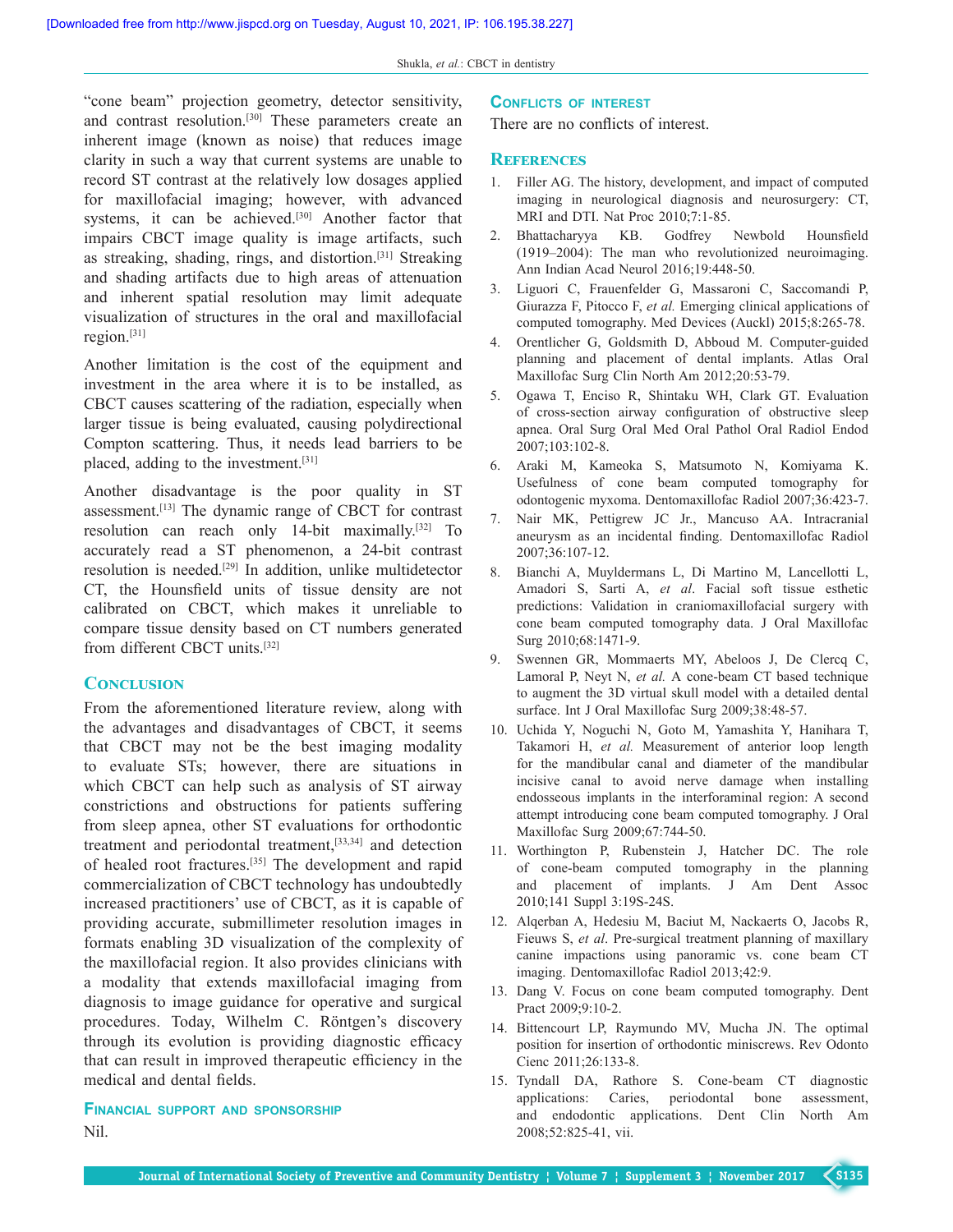"cone beam" projection geometry, detector sensitivity, and contrast resolution.[30] These parameters create an inherent image (known as noise) that reduces image clarity in such a way that current systems are unable to record ST contrast at the relatively low dosages applied for maxillofacial imaging; however, with advanced systems, it can be achieved.[30] Another factor that impairs CBCT image quality is image artifacts, such as streaking, shading, rings, and distortion.[31] Streaking and shading artifacts due to high areas of attenuation and inherent spatial resolution may limit adequate visualization of structures in the oral and maxillofacial region.[31]

Another limitation is the cost of the equipment and investment in the area where it is to be installed, as CBCT causes scattering of the radiation, especially when larger tissue is being evaluated, causing polydirectional Compton scattering. Thus, it needs lead barriers to be placed, adding to the investment.[31]

Another disadvantage is the poor quality in ST assessment.[13] The dynamic range of CBCT for contrast resolution can reach only 14-bit maximally.[32] To accurately read a ST phenomenon, a 24-bit contrast resolution is needed.[29] In addition, unlike multidetector CT, the Hounsfield units of tissue density are not calibrated on CBCT, which makes it unreliable to compare tissue density based on CT numbers generated from different CBCT units.[32]

## Conclusion

From the aforementioned literature review, along with the advantages and disadvantages of CBCT, it seems that CBCT may not be the best imaging modality to evaluate STs; however, there are situations in which CBCT can help such as analysis of ST airway constrictions and obstructions for patients suffering from sleep apnea, other ST evaluations for orthodontic treatment and periodontal treatment,[33,34] and detection of healed root fractures.[35] The development and rapid commercialization of CBCT technology has undoubtedly increased practitioners' use of CBCT, as it is capable of providing accurate, submillimeter resolution images in formats enabling 3D visualization of the complexity of the maxillofacial region. It also provides clinicians with a modality that extends maxillofacial imaging from diagnosis to image guidance for operative and surgical procedures. Today, Wilhelm C. Röntgen's discovery through its evolution is providing diagnostic efficacy that can result in improved therapeutic efficiency in the medical and dental fields.

### Financial support and sponsorship

Nil.

### Conflicts of interest

There are no conflicts of interest.

## References

1. Filler AG. The history, development, and impact of computed imaging in neurological diagnosis and neurosurgery: CT, MRI and DTI. Nat Proc 2010;7:1-85.
2. Bhattacharyya KB. Godfrey Newbold Hounsfield (1919–2004): The man who revolutionized neuroimaging. Ann Indian Acad Neurol 2016;19:448-50.
3. Liguori C, Frauenfelder G, Massaroni C, Saccomandi P, Giurazza F, Pitocco F, *et al.* Emerging clinical applications of computed tomography. Med Devices (Auckl) 2015;8:265-78.
4. Orentlicher G, Goldsmith D, Abboud M. Computer-guided planning and placement of dental implants. Atlas Oral Maxillofac Surg Clin North Am 2012;20:53-79.
5. Ogawa T, Enciso R, Shintaku WH, Clark GT. Evaluation of cross-section airway configuration of obstructive sleep apnea. Oral Surg Oral Med Oral Pathol Oral Radiol Endod 2007;103:102-8.
6. Araki M, Kameoka S, Matsumoto N, Komiyama K. Usefulness of cone beam computed tomography for odontogenic myxoma. Dentomaxillofac Radiol 2007;36:423-7.
7. Nair MK, Pettigrew JC Jr., Mancuso AA. Intracranial aneurysm as an incidental finding. Dentomaxillofac Radiol 2007;36:107-12.
8. Bianchi A, Muyldermans L, Di Martino M, Lancellotti L, Amadori S, Sarti A, *et al*. Facial soft tissue esthetic predictions: Validation in craniomaxillofacial surgery with cone beam computed tomography data. J Oral Maxillofac Surg 2010;68:1471-9.
9. Swennen GR, Mommaerts MY, Abeloos J, De Clercq C, Lamoral P, Neyt N, *et al.* A cone-beam CT based technique to augment the 3D virtual skull model with a detailed dental surface. Int J Oral Maxillofac Surg 2009;38:48-57.
10. Uchida Y, Noguchi N, Goto M, Yamashita Y, Hanihara T, Takamori H, *et al.* Measurement of anterior loop length for the mandibular canal and diameter of the mandibular incisive canal to avoid nerve damage when installing endosseous implants in the interforaminal region: A second attempt introducing cone beam computed tomography. J Oral Maxillofac Surg 2009;67:744-50.
11. Worthington P, Rubenstein J, Hatcher DC. The role of cone-beam computed tomography in the planning and placement of implants. J Am Dent Assoc 2010;141 Suppl 3:19S-24S.
12. Alqerban A, Hedesiu M, Baciut M, Nackaerts O, Jacobs R, Fieuws S, *et al*. Pre-surgical treatment planning of maxillary canine impactions using panoramic vs. cone beam CT imaging. Dentomaxillofac Radiol 2013;42:9.
13. Dang V. Focus on cone beam computed tomography. Dent Pract 2009;9:10-2.
14. Bittencourt LP, Raymundo MV, Mucha JN. The optimal position for insertion of orthodontic miniscrews. Rev Odonto Cienc 2011;26:133-8.
15. Tyndall DA, Rathore S. Cone-beam CT diagnostic applications: Caries, periodontal bone assessment, and endodontic applications. Dent Clin North Am 2008;52:825-41, vii.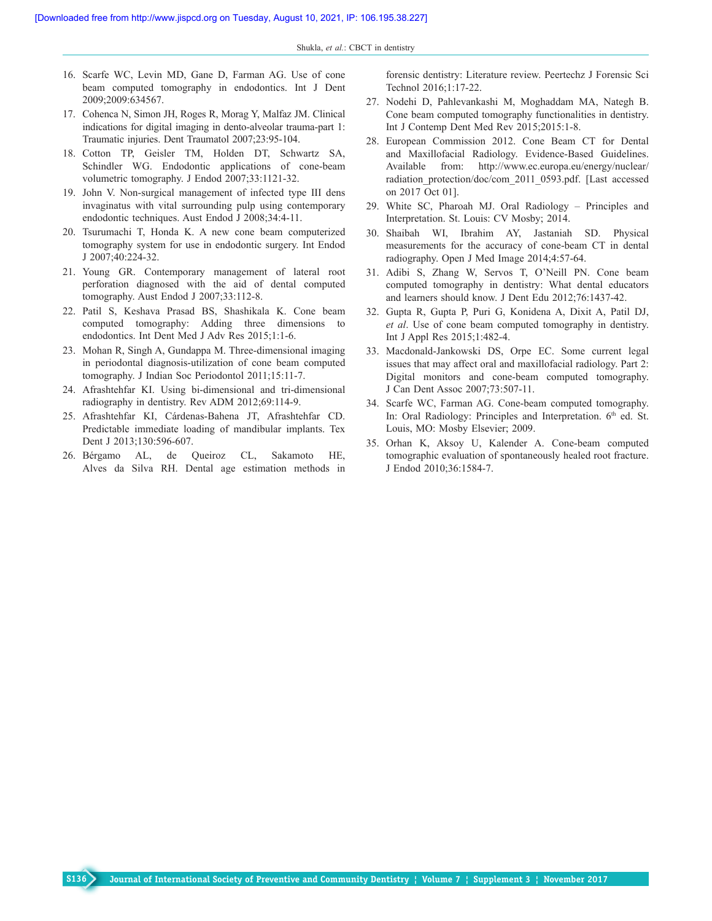16. Scarfe WC, Levin MD, Gane D, Farman AG. Use of cone beam computed tomography in endodontics. Int J Dent 2009;2009:634567.
17. Cohenca N, Simon JH, Roges R, Morag Y, Malfaz JM. Clinical indications for digital imaging in dento-alveolar trauma-part 1: Traumatic injuries. Dent Traumatol 2007;23:95-104.
18. Cotton TP, Geisler TM, Holden DT, Schwartz SA, Schindler WG. Endodontic applications of cone-beam volumetric tomography. J Endod 2007;33:1121-32.
19. John V. Non-surgical management of infected type III dens invaginatus with vital surrounding pulp using contemporary endodontic techniques. Aust Endod J 2008;34:4-11.
20. Tsurumachi T, Honda K. A new cone beam computerized tomography system for use in endodontic surgery. Int Endod J 2007;40:224-32.
21. Young GR. Contemporary management of lateral root perforation diagnosed with the aid of dental computed tomography. Aust Endod J 2007;33:112-8.
22. Patil S, Keshava Prasad BS, Shashikala K. Cone beam computed tomography: Adding three dimensions to endodontics. Int Dent Med J Adv Res 2015;1:1-6.
23. Mohan R, Singh A, Gundappa M. Three-dimensional imaging in periodontal diagnosis-utilization of cone beam computed tomography. J Indian Soc Periodontol 2011;15:11-7.
24. Afrashtehfar KI. Using bi-dimensional and tri-dimensional radiography in dentistry. Rev ADM 2012;69:114-9.
25. Afrashtehfar KI, Cárdenas-Bahena JT, Afrashtehfar CD. Predictable immediate loading of mandibular implants. Tex Dent J 2013;130:596-607.
26. Bérgamo AL, de Queiroz CL, Sakamoto HE, Alves da Silva RH. Dental age estimation methods in forensic dentistry: Literature review. Peertechz J Forensic Sci Technol 2016;1:17-22.
27. Nodehi D, Pahlevankashi M, Moghaddam MA, Nategh B. Cone beam computed tomography functionalities in dentistry. Int J Contemp Dent Med Rev 2015;2015:1-8.
28. European Commission 2012. Cone Beam CT for Dental and Maxillofacial Radiology. Evidence-Based Guidelines. Available from: http://www.ec.europa.eu/energy/nuclear/radiation_protection/doc/com_2011_0593.pdf. [Last accessed on 2017 Oct 01].
29. White SC, Pharoah MJ. Oral Radiology – Principles and Interpretation. St. Louis: CV Mosby; 2014.
30. Shaibah WI, Ibrahim AY, Jastaniah SD. Physical measurements for the accuracy of cone-beam CT in dental radiography. Open J Med Image 2014;4:57-64.
31. Adibi S, Zhang W, Servos T, O'Neill PN. Cone beam computed tomography in dentistry: What dental educators and learners should know. J Dent Edu 2012;76:1437-42.
32. Gupta R, Gupta P, Puri G, Konidena A, Dixit A, Patil DJ, *et al*. Use of cone beam computed tomography in dentistry. Int J Appl Res 2015;1:482-4.
33. Macdonald-Jankowski DS, Orpe EC. Some current legal issues that may affect oral and maxillofacial radiology. Part 2: Digital monitors and cone-beam computed tomography. J Can Dent Assoc 2007;73:507-11.
34. Scarfe WC, Farman AG. Cone-beam computed tomography. In: Oral Radiology: Principles and Interpretation. 6th ed. St. Louis, MO: Mosby Elsevier; 2009.
35. Orhan K, Aksoy U, Kalender A. Cone-beam computed tomographic evaluation of spontaneously healed root fracture. J Endod 2010;36:1584-7.